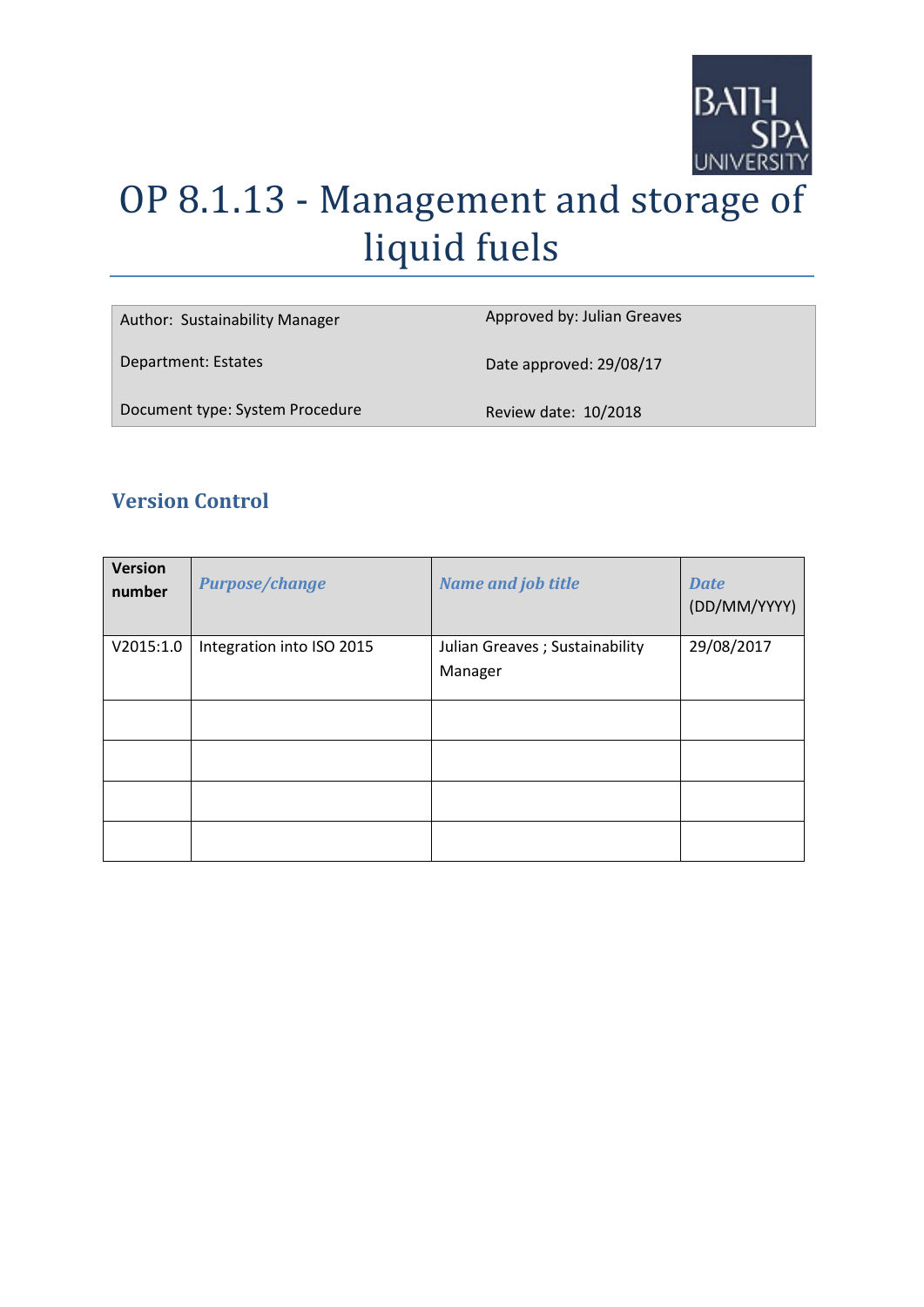# OP 8.1.13 - Management and storage of liquid fuels

| | |
|---|---|
| Author: Sustainability Manager | Approved by: Julian Greaves |
| Department: Estates | Date approved: 29/08/17 |
| Document type: System Procedure | Review date: 10/2018 |

## Version Control

| **Version number** | ***Purpose/change*** | ***Name and job title*** | ***Date*** (DD/MM/YYYY) |
|---|---|---|---|
| V2015:1.0 | Integration into ISO 2015 | Julian Greaves ; Sustainability Manager | 29/08/2017 |
| | | | |
| | | | |
| | | | |
| | | | |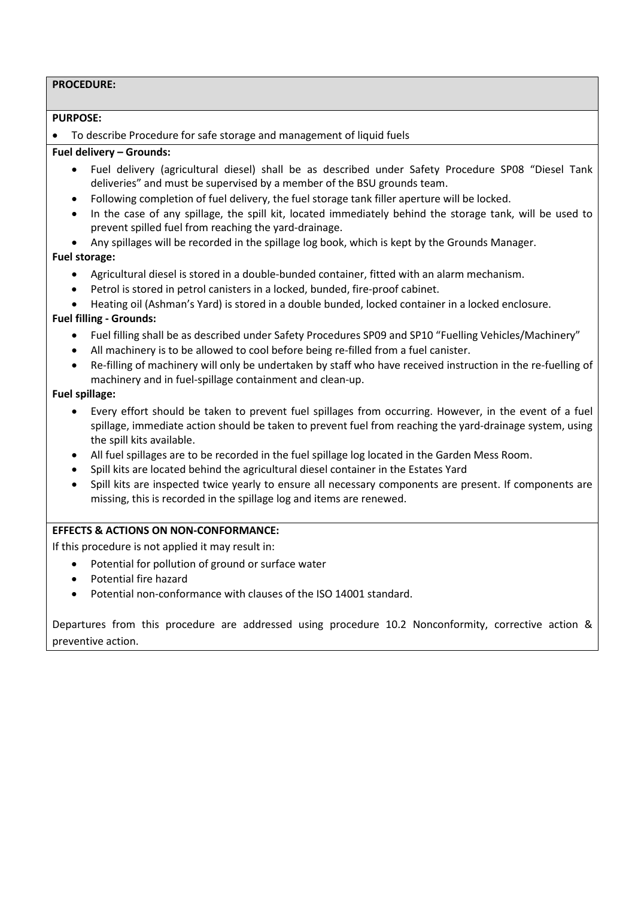**PROCEDURE:**

**PURPOSE:**

- To describe Procedure for safe storage and management of liquid fuels

**Fuel delivery – Grounds:**

- Fuel delivery (agricultural diesel) shall be as described under Safety Procedure SP08 "Diesel Tank deliveries" and must be supervised by a member of the BSU grounds team.
- Following completion of fuel delivery, the fuel storage tank filler aperture will be locked.
- In the case of any spillage, the spill kit, located immediately behind the storage tank, will be used to prevent spilled fuel from reaching the yard-drainage.
- Any spillages will be recorded in the spillage log book, which is kept by the Grounds Manager.

**Fuel storage:**

- Agricultural diesel is stored in a double-bunded container, fitted with an alarm mechanism.
- Petrol is stored in petrol canisters in a locked, bunded, fire-proof cabinet.
- Heating oil (Ashman's Yard) is stored in a double bunded, locked container in a locked enclosure.

**Fuel filling - Grounds:**

- Fuel filling shall be as described under Safety Procedures SP09 and SP10 "Fuelling Vehicles/Machinery"
- All machinery is to be allowed to cool before being re-filled from a fuel canister.
- Re-filling of machinery will only be undertaken by staff who have received instruction in the re-fuelling of machinery and in fuel-spillage containment and clean-up.

**Fuel spillage:**

- Every effort should be taken to prevent fuel spillages from occurring. However, in the event of a fuel spillage, immediate action should be taken to prevent fuel from reaching the yard-drainage system, using the spill kits available.
- All fuel spillages are to be recorded in the fuel spillage log located in the Garden Mess Room.
- Spill kits are located behind the agricultural diesel container in the Estates Yard
- Spill kits are inspected twice yearly to ensure all necessary components are present. If components are missing, this is recorded in the spillage log and items are renewed.

**EFFECTS & ACTIONS ON NON-CONFORMANCE:**

If this procedure is not applied it may result in:

- Potential for pollution of ground or surface water
- Potential fire hazard
- Potential non-conformance with clauses of the ISO 14001 standard.

Departures from this procedure are addressed using procedure 10.2 Nonconformity, corrective action & preventive action.